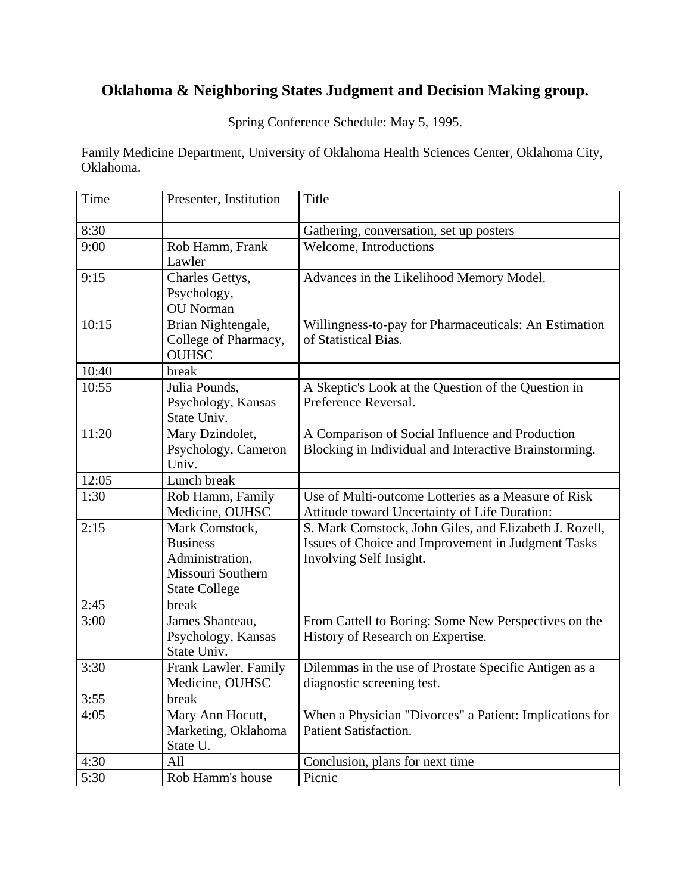# Oklahoma & Neighboring States Judgment and Decision Making group.

Spring Conference Schedule: May 5, 1995.

Family Medicine Department, University of Oklahoma Health Sciences Center, Oklahoma City, Oklahoma.

| Time | Presenter, Institution | Title |
|---|---|---|
| 8:30 | | Gathering, conversation, set up posters |
| 9:00 | Rob Hamm, Frank Lawler | Welcome, Introductions |
| 9:15 | Charles Gettys, Psychology, OU Norman | Advances in the Likelihood Memory Model. |
| 10:15 | Brian Nightengale, College of Pharmacy, OUHSC | Willingness-to-pay for Pharmaceuticals: An Estimation of Statistical Bias. |
| 10:40 | break | |
| 10:55 | Julia Pounds, Psychology, Kansas State Univ. | A Skeptic's Look at the Question of the Question in Preference Reversal. |
| 11:20 | Mary Dzindolet, Psychology, Cameron Univ. | A Comparison of Social Influence and Production Blocking in Individual and Interactive Brainstorming. |
| 12:05 | Lunch break | |
| 1:30 | Rob Hamm, Family Medicine, OUHSC | Use of Multi-outcome Lotteries as a Measure of Risk Attitude toward Uncertainty of Life Duration: |
| 2:15 | Mark Comstock, Business Administration, Missouri Southern State College | S. Mark Comstock, John Giles, and Elizabeth J. Rozell, Issues of Choice and Improvement in Judgment Tasks Involving Self Insight. |
| 2:45 | break | |
| 3:00 | James Shanteau, Psychology, Kansas State Univ. | From Cattell to Boring: Some New Perspectives on the History of Research on Expertise. |
| 3:30 | Frank Lawler, Family Medicine, OUHSC | Dilemmas in the use of Prostate Specific Antigen as a diagnostic screening test. |
| 3:55 | break | |
| 4:05 | Mary Ann Hocutt, Marketing, Oklahoma State U. | When a Physician "Divorces" a Patient: Implications for Patient Satisfaction. |
| 4:30 | All | Conclusion, plans for next time |
| 5:30 | Rob Hamm's house | Picnic |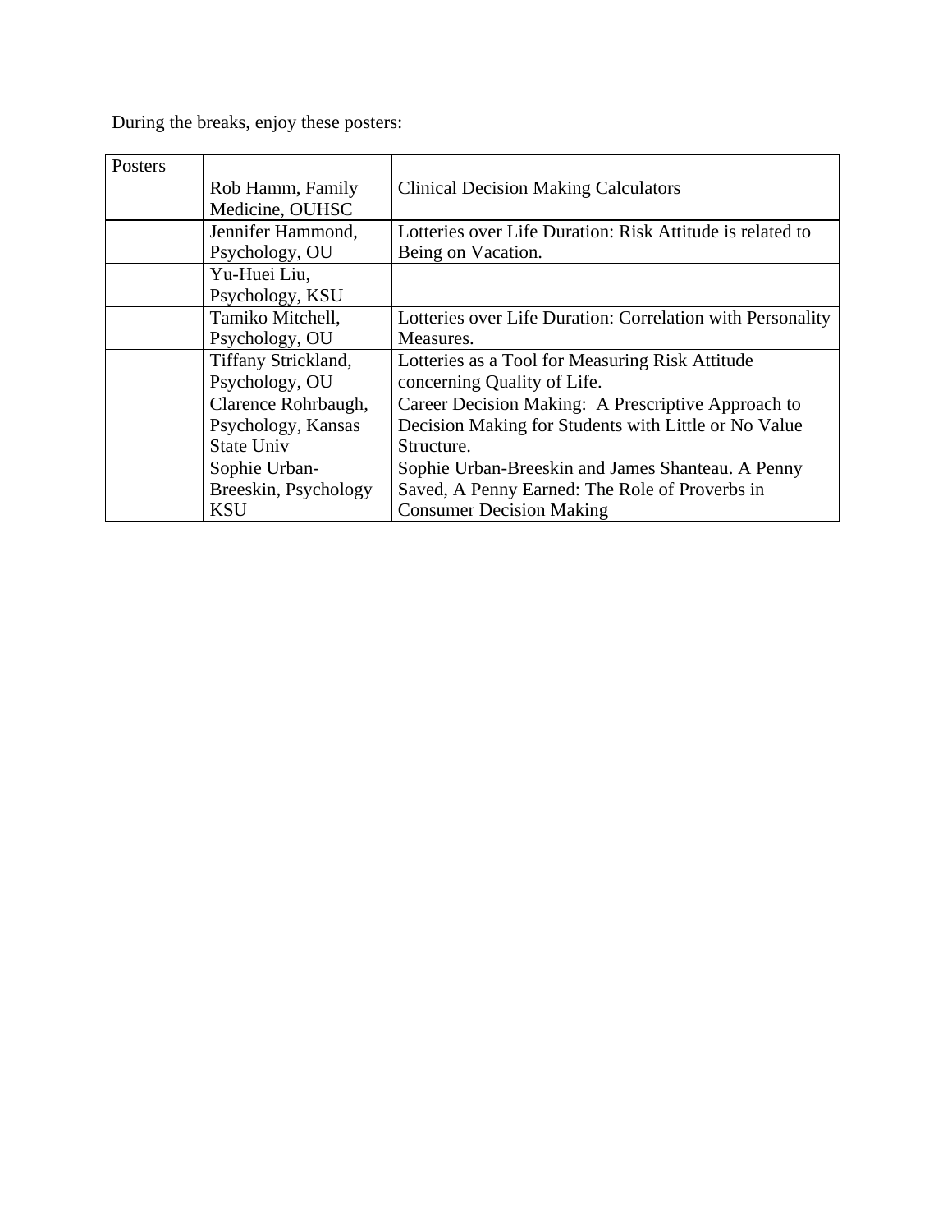During the breaks, enjoy these posters:

| Posters | | |
|---|---|---|
| | Rob Hamm, Family Medicine, OUHSC | Clinical Decision Making Calculators |
| | Jennifer Hammond, Psychology, OU | Lotteries over Life Duration: Risk Attitude is related to Being on Vacation. |
| | Yu-Huei Liu, Psychology, KSU | |
| | Tamiko Mitchell, Psychology, OU | Lotteries over Life Duration: Correlation with Personality Measures. |
| | Tiffany Strickland, Psychology, OU | Lotteries as a Tool for Measuring Risk Attitude concerning Quality of Life. |
| | Clarence Rohrbaugh, Psychology, Kansas State Univ | Career Decision Making: A Prescriptive Approach to Decision Making for Students with Little or No Value Structure. |
| | Sophie Urban-Breeskin, Psychology KSU | Sophie Urban-Breeskin and James Shanteau. A Penny Saved, A Penny Earned: The Role of Proverbs in Consumer Decision Making |